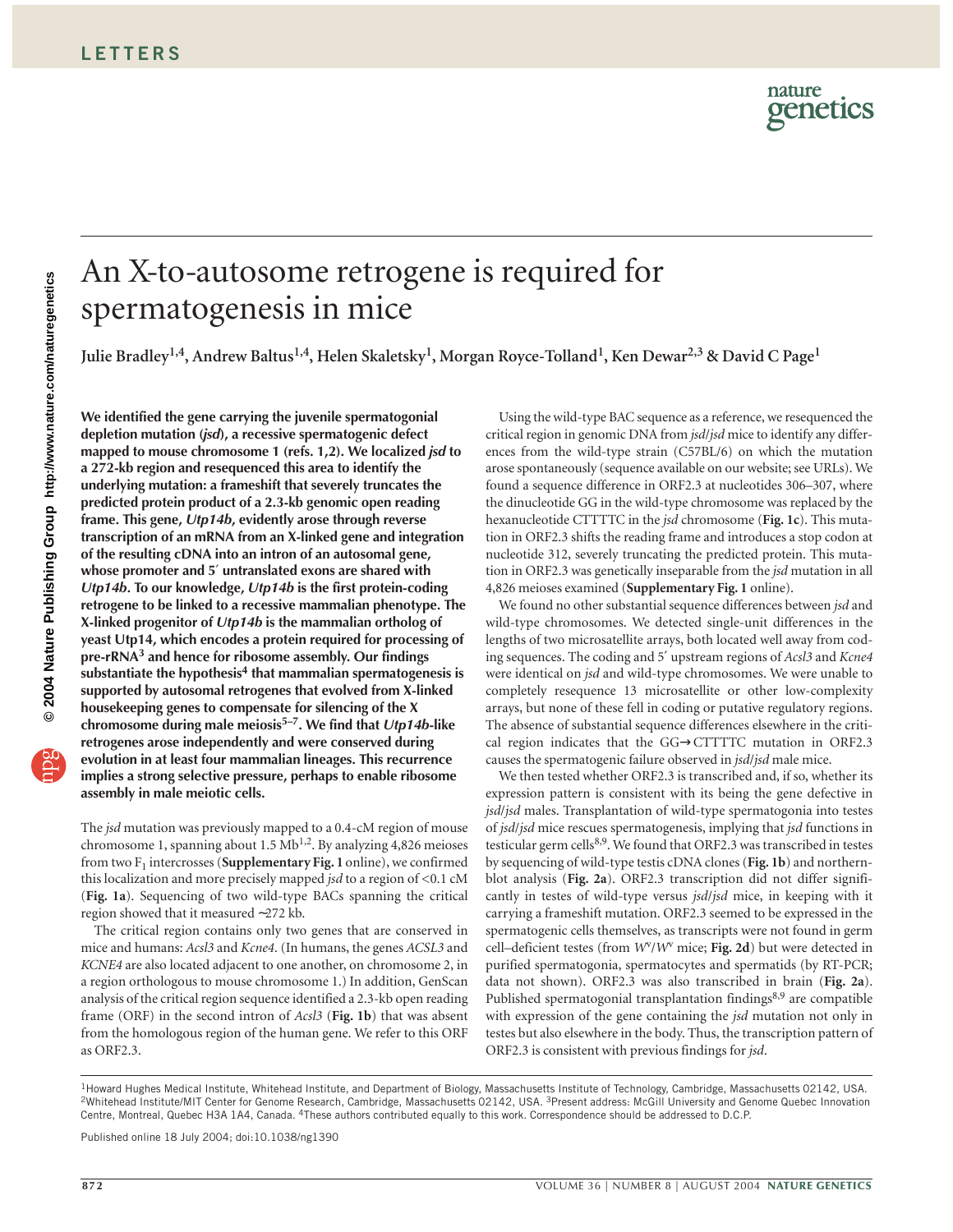# An X-to-autosome retrogene is required for spermatogenesis in mice

**Julie Bradley[1,4], Andrew Baltus[1,4], Helen Skaletsky[1], Morgan Royce-Tolland[1], Ken Dewar[2,3] & David C Page[1]**

**We identified the gene carrying the juvenile spermatogonial depletion mutation (*jsd*), a recessive spermatogenic defect mapped to mouse chromosome 1 (refs. 1,2). We localized *jsd* to a 272-kb region and resequenced this area to identify the underlying mutation: a frameshift that severely truncates the predicted protein product of a 2.3-kb genomic open reading frame. This gene, *Utp14b*, evidently arose through reverse transcription of an mRNA from an X-linked gene and integration of the resulting cDNA into an intron of an autosomal gene, whose promoter and 5′ untranslated exons are shared with *Utp14b*. To our knowledge, *Utp14b* is the first protein-coding retrogene to be linked to a recessive mammalian phenotype. The X-linked progenitor of *Utp14b* is the mammalian ortholog of yeast Utp14, which encodes a protein required for processing of pre-rRNA[3] and hence for ribosome assembly. Our findings substantiate the hypothesis[4] that mammalian spermatogenesis is supported by autosomal retrogenes that evolved from X-linked housekeeping genes to compensate for silencing of the X chromosome during male meiosis[5–7]. We find that *Utp14b*-like retrogenes arose independently and were conserved during evolution in at least four mammalian lineages. This recurrence implies a strong selective pressure, perhaps to enable ribosome assembly in male meiotic cells.**

The *jsd* mutation was previously mapped to a 0.4-cM region of mouse chromosome 1, spanning about 1.5 Mb[1,2]. By analyzing 4,826 meioses from two $F_1$ intercrosses (**Supplementary Fig. 1** online), we confirmed this localization and more precisely mapped *jsd* to a region of <0.1 cM (**Fig. 1a**). Sequencing of two wild-type BACs spanning the critical region showed that it measured ∼272 kb.

The critical region contains only two genes that are conserved in mice and humans: *Acsl3* and *Kcne4*. (In humans, the genes *ACSL3* and *KCNE4* are also located adjacent to one another, on chromosome 2, in a region orthologous to mouse chromosome 1.) In addition, GenScan analysis of the critical region sequence identified a 2.3-kb open reading frame (ORF) in the second intron of *Acsl3* (**Fig. 1b**) that was absent from the homologous region of the human gene. We refer to this ORF as ORF2.3.

Using the wild-type BAC sequence as a reference, we resequenced the critical region in genomic DNA from *jsd*/*jsd* mice to identify any differences from the wild-type strain (C57BL/6) on which the mutation arose spontaneously (sequence available on our website; see URLs). We found a sequence difference in ORF2.3 at nucleotides 306–307, where the dinucleotide GG in the wild-type chromosome was replaced by the hexanucleotide CTTTTC in the *jsd* chromosome (**Fig. 1c**). This mutation in ORF2.3 shifts the reading frame and introduces a stop codon at nucleotide 312, severely truncating the predicted protein. This mutation in ORF2.3 was genetically inseparable from the *jsd* mutation in all 4,826 meioses examined (**Supplementary Fig. 1** online).

We found no other substantial sequence differences between *jsd* and wild-type chromosomes. We detected single-unit differences in the lengths of two microsatellite arrays, both located well away from coding sequences. The coding and 5′ upstream regions of *Acsl3* and *Kcne4* were identical on *jsd* and wild-type chromosomes. We were unable to completely resequence 13 microsatellite or other low-complexity arrays, but none of these fell in coding or putative regulatory regions. The absence of substantial sequence differences elsewhere in the critical region indicates that the GG→CTTTTC mutation in ORF2.3 causes the spermatogenic failure observed in *jsd*/*jsd* male mice.

We then tested whether ORF2.3 is transcribed and, if so, whether its expression pattern is consistent with its being the gene defective in *jsd*/*jsd* males. Transplantation of wild-type spermatogonia into testes of *jsd*/*jsd* mice rescues spermatogenesis, implying that *jsd* functions in testicular germ cells[8,9]. We found that ORF2.3 was transcribed in testes by sequencing of wild-type testis cDNA clones (**Fig. 1b**) and northern-blot analysis (**Fig. 2a**). ORF2.3 transcription did not differ significantly in testes of wild-type versus *jsd*/*jsd* mice, in keeping with it carrying a frameshift mutation. ORF2.3 seemed to be expressed in the spermatogenic cells themselves, as transcripts were not found in germ cell–deficient testes (from $W^v/W^v$ mice; **Fig. 2d**) but were detected in purified spermatogonia, spermatocytes and spermatids (by RT-PCR; data not shown). ORF2.3 was also transcribed in brain (**Fig. 2a**). Published spermatogonial transplantation findings[8,9] are compatible with expression of the gene containing the *jsd* mutation not only in testes but also elsewhere in the body. Thus, the transcription pattern of ORF2.3 is consistent with previous findings for *jsd*.

[1]Howard Hughes Medical Institute, Whitehead Institute, and Department of Biology, Massachusetts Institute of Technology, Cambridge, Massachusetts 02142, USA. [2]Whitehead Institute/MIT Center for Genome Research, Cambridge, Massachusetts 02142, USA. [3]Present address: McGill University and Genome Quebec Innovation Centre, Montreal, Quebec H3A 1A4, Canada. [4]These authors contributed equally to this work. Correspondence should be addressed to D.C.P.

Published online 18 July 2004; doi:10.1038/ng1390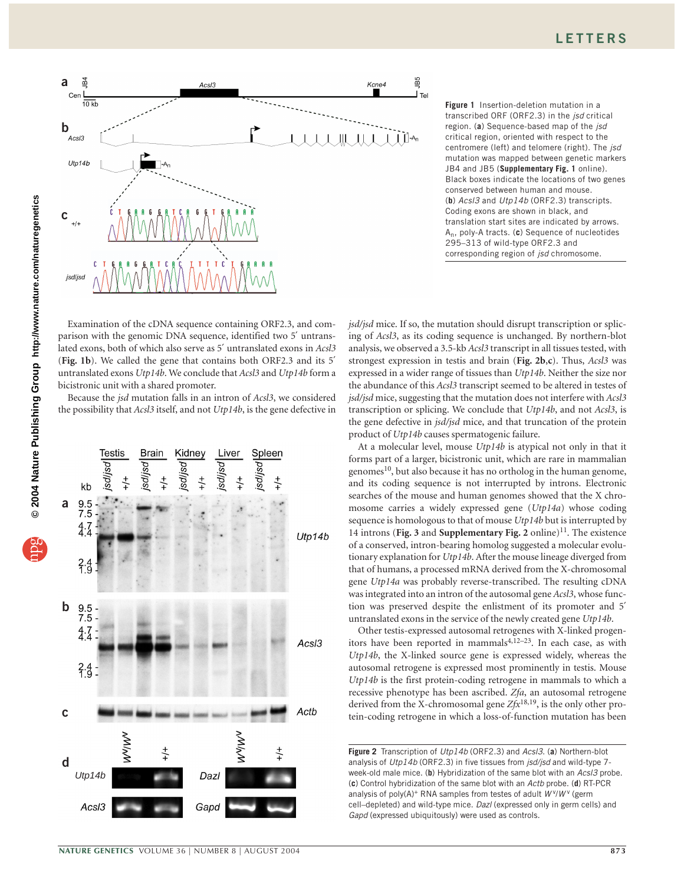Figure 1 Insertion-deletion mutation in a transcribed ORF (ORF2.3) in the *jsd* critical region. (**a**) Sequence-based map of the *jsd* critical region, oriented with respect to the centromere (left) and telomere (right). The *jsd* mutation was mapped between genetic markers JB4 and JB5 (**Supplementary Fig. 1** online). Black boxes indicate the locations of two genes conserved between human and mouse. (**b**) *Acsl3* and *Utp14b* (ORF2.3) transcripts. Coding exons are shown in black, and translation start sites are indicated by arrows. $A_n$, poly-A tracts. (**c**) Sequence of nucleotides 295–313 of wild-type ORF2.3 and corresponding region of *jsd* chromosome.

Examination of the cDNA sequence containing ORF2.3, and comparison with the genomic DNA sequence, identified two 5′ untranslated exons, both of which also serve as 5′ untranslated exons in *Acsl3* (**Fig. 1b**). We called the gene that contains both ORF2.3 and its 5′ untranslated exons *Utp14b*. We conclude that *Acsl3* and *Utp14b* form a bicistronic unit with a shared promoter.

Because the *jsd* mutation falls in an intron of *Acsl3*, we considered the possibility that *Acsl3* itself, and not *Utp14b*, is the gene defective in *jsd/jsd* mice. If so, the mutation should disrupt transcription or splicing of *Acsl3*, as its coding sequence is unchanged. By northern-blot analysis, we observed a 3.5-kb *Acsl3* transcript in all tissues tested, with strongest expression in testis and brain (**Fig. 2b**,**c**). Thus, *Acsl3* was expressed in a wider range of tissues than *Utp14b*. Neither the size nor the abundance of this *Acsl3* transcript seemed to be altered in testes of *jsd/jsd* mice, suggesting that the mutation does not interfere with *Acsl3* transcription or splicing. We conclude that *Utp14b*, and not *Acsl3*, is the gene defective in *jsd/jsd* mice, and that truncation of the protein product of *Utp14b* causes spermatogenic failure.

At a molecular level, mouse *Utp14b* is atypical not only in that it forms part of a larger, bicistronic unit, which are rare in mammalian genomes[10], but also because it has no ortholog in the human genome, and its coding sequence is not interrupted by introns. Electronic searches of the mouse and human genomes showed that the X chromosome carries a widely expressed gene (*Utp14a*) whose coding sequence is homologous to that of mouse *Utp14b* but is interrupted by 14 introns (**Fig. 3** and **Supplementary Fig. 2** online)[11]. The existence of a conserved, intron-bearing homolog suggested a molecular evolutionary explanation for *Utp14b*. After the mouse lineage diverged from that of humans, a processed mRNA derived from the X-chromosomal gene *Utp14a* was probably reverse-transcribed. The resulting cDNA was integrated into an intron of the autosomal gene *Acsl3*, whose function was preserved despite the enlistment of its promoter and 5′ untranslated exons in the service of the newly created gene *Utp14b*.

Other testis-expressed autosomal retrogenes with X-linked progenitors have been reported in mammals[4,12–23]. In each case, as with *Utp14b*, the X-linked source gene is expressed widely, whereas the autosomal retrogene is expressed most prominently in testis. Mouse *Utp14b* is the first protein-coding retrogene in mammals to which a recessive phenotype has been ascribed. *Zfa*, an autosomal retrogene derived from the X-chromosomal gene *Zfx*[18,19], is the only other protein-coding retrogene in which a loss-of-function mutation has been

Figure 2 Transcription of *Utp14b* (ORF2.3) and *Acsl3*. (**a**) Northern-blot analysis of *Utp14b* (ORF2.3) in five tissues from *jsd/jsd* and wild-type 7-week-old male mice. (**b**) Hybridization of the same blot with an *Acsl3* probe. (**c**) Control hybridization of the same blot with an *Actb* probe. (**d**) RT-PCR analysis of poly(A)$^+$ RNA samples from testes of adult $W^v/W^v$ (germ cell–depleted) and wild-type mice. *Dazl* (expressed only in germ cells) and *Gapd* (expressed ubiquitously) were used as controls.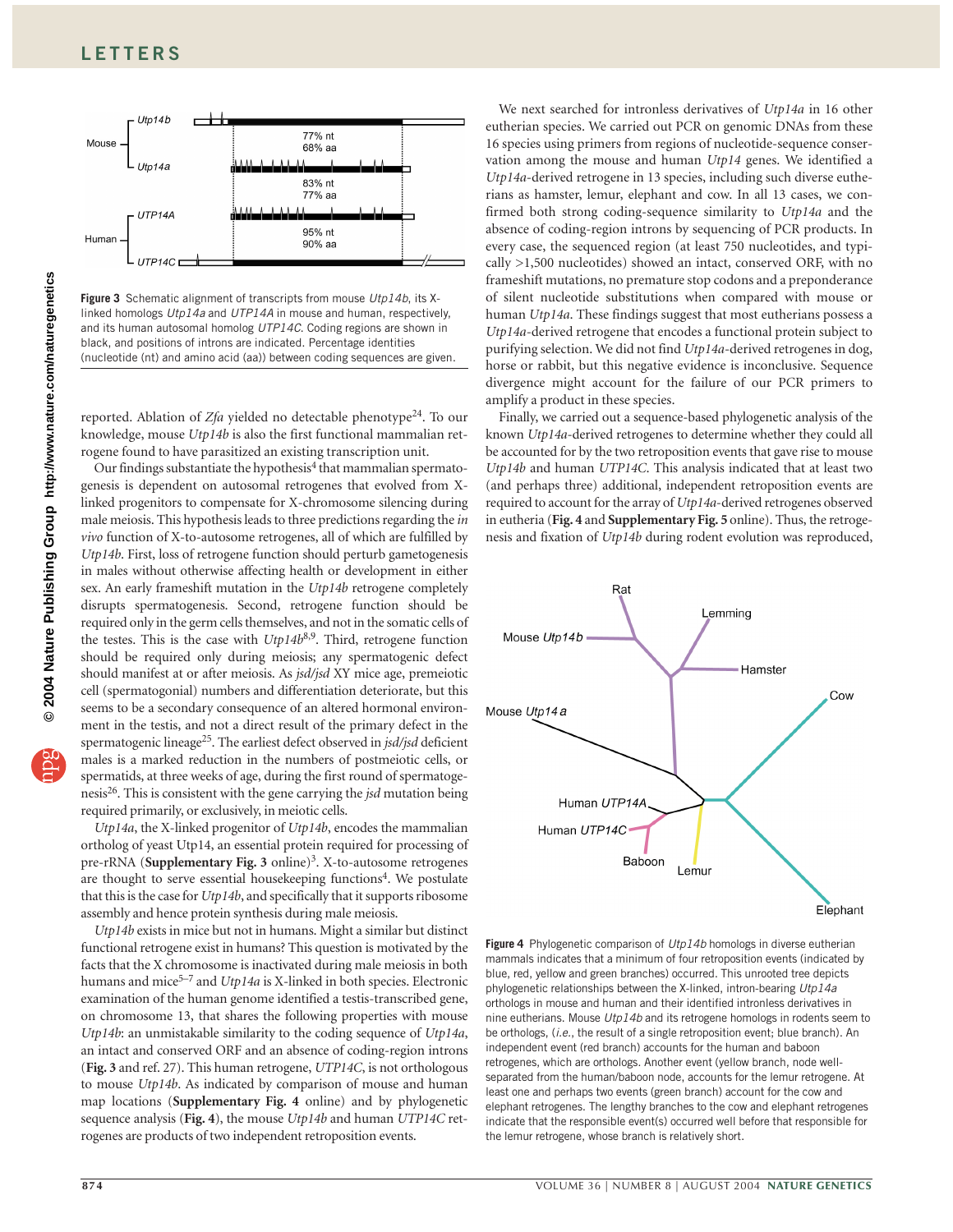Figure 3 Schematic alignment of transcripts from mouse *Utp14b*, its X-linked homologs *Utp14a* and *UTP14A* in mouse and human, respectively, and its human autosomal homolog *UTP14C*. Coding regions are shown in black, and positions of introns are indicated. Percentage identities (nucleotide (nt) and amino acid (aa)) between coding sequences are given.

reported. Ablation of *Zfa* yielded no detectable phenotype[24]. To our knowledge, mouse *Utp14b* is also the first functional mammalian retrogene found to have parasitized an existing transcription unit.

Our findings substantiate the hypothesis[4] that mammalian spermatogenesis is dependent on autosomal retrogenes that evolved from X-linked progenitors to compensate for X-chromosome silencing during male meiosis. This hypothesis leads to three predictions regarding the *in vivo* function of X-to-autosome retrogenes, all of which are fulfilled by *Utp14b*. First, loss of retrogene function should perturb gametogenesis in males without otherwise affecting health or development in either sex. An early frameshift mutation in the *Utp14b* retrogene completely disrupts spermatogenesis. Second, retrogene function should be required only in the germ cells themselves, and not in the somatic cells of the testes. This is the case with *Utp14b*[8,9]. Third, retrogene function should be required only during meiosis; any spermatogenic defect should manifest at or after meiosis. As *jsd/jsd* XY mice age, premeiotic cell (spermatogonial) numbers and differentiation deteriorate, but this seems to be a secondary consequence of an altered hormonal environment in the testis, and not a direct result of the primary defect in the spermatogenic lineage[25]. The earliest defect observed in *jsd/jsd* deficient males is a marked reduction in the numbers of postmeiotic cells, or spermatids, at three weeks of age, during the first round of spermatogenesis[26]. This is consistent with the gene carrying the *jsd* mutation being required primarily, or exclusively, in meiotic cells.

*Utp14a*, the X-linked progenitor of *Utp14b*, encodes the mammalian ortholog of yeast Utp14, an essential protein required for processing of pre-rRNA (**Supplementary Fig. 3** online)[3]. X-to-autosome retrogenes are thought to serve essential housekeeping functions[4]. We postulate that this is the case for *Utp14b*, and specifically that it supports ribosome assembly and hence protein synthesis during male meiosis.

*Utp14b* exists in mice but not in humans. Might a similar but distinct functional retrogene exist in humans? This question is motivated by the facts that the X chromosome is inactivated during male meiosis in both humans and mice[5–7] and *Utp14a* is X-linked in both species. Electronic examination of the human genome identified a testis-transcribed gene, on chromosome 13, that shares the following properties with mouse *Utp14b*: an unmistakable similarity to the coding sequence of *Utp14a*, an intact and conserved ORF and an absence of coding-region introns (**Fig. 3** and ref. 27). This human retrogene, *UTP14C*, is not orthologous to mouse *Utp14b*. As indicated by comparison of mouse and human map locations (**Supplementary Fig. 4** online) and by phylogenetic sequence analysis (**Fig. 4**), the mouse *Utp14b* and human *UTP14C* retrogenes are products of two independent retroposition events.

We next searched for intronless derivatives of *Utp14a* in 16 other eutherian species. We carried out PCR on genomic DNAs from these 16 species using primers from regions of nucleotide-sequence conservation among the mouse and human *Utp14* genes. We identified a *Utp14a*-derived retrogene in 13 species, including such diverse eutherians as hamster, lemur, elephant and cow. In all 13 cases, we confirmed both strong coding-sequence similarity to *Utp14a* and the absence of coding-region introns by sequencing of PCR products. In every case, the sequenced region (at least 750 nucleotides, and typically >1,500 nucleotides) showed an intact, conserved ORF, with no frameshift mutations, no premature stop codons and a preponderance of silent nucleotide substitutions when compared with mouse or human *Utp14a*. These findings suggest that most eutherians possess a *Utp14a*-derived retrogene that encodes a functional protein subject to purifying selection. We did not find *Utp14a*-derived retrogenes in dog, horse or rabbit, but this negative evidence is inconclusive. Sequence divergence might account for the failure of our PCR primers to amplify a product in these species.

Finally, we carried out a sequence-based phylogenetic analysis of the known *Utp14a*-derived retrogenes to determine whether they could all be accounted for by the two retroposition events that gave rise to mouse *Utp14b* and human *UTP14C*. This analysis indicated that at least two (and perhaps three) additional, independent retroposition events are required to account for the array of *Utp14a*-derived retrogenes observed in eutheria (**Fig. 4** and **Supplementary Fig. 5** online). Thus, the retrogenesis and fixation of *Utp14b* during rodent evolution was reproduced,

Figure 4 Phylogenetic comparison of *Utp14b* homologs in diverse eutherian mammals indicates that a minimum of four retroposition events (indicated by blue, red, yellow and green branches) occurred. This unrooted tree depicts phylogenetic relationships between the X-linked, intron-bearing *Utp14a* orthologs in mouse and human and their identified intronless derivatives in nine eutherians. Mouse *Utp14b* and its retrogene homologs in rodents seem to be orthologs, (*i.e.*, the result of a single retroposition event; blue branch). An independent event (red branch) accounts for the human and baboon retrogenes, which are orthologs. Another event (yellow branch, node well-separated from the human/baboon node, accounts for the lemur retrogene. At least one and perhaps two events (green branch) account for the cow and elephant retrogenes. The lengthy branches to the cow and elephant retrogenes indicate that the responsible event(s) occurred well before that responsible for the lemur retrogene, whose branch is relatively short.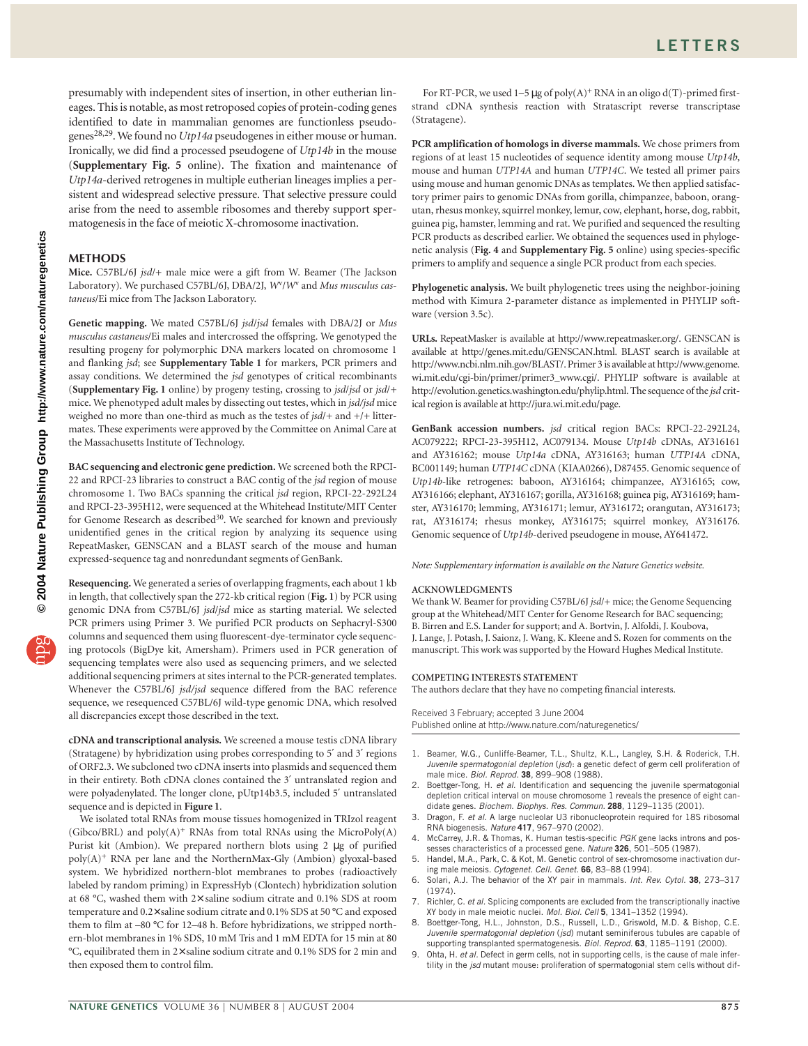presumably with independent sites of insertion, in other eutherian lineages. This is notable, as most retroposed copies of protein-coding genes identified to date in mammalian genomes are functionless pseudogenes[28,29]. We found no *Utp14a* pseudogenes in either mouse or human. Ironically, we did find a processed pseudogene of *Utp14b* in the mouse (**Supplementary Fig. 5** online). The fixation and maintenance of *Utp14a*-derived retrogenes in multiple eutherian lineages implies a persistent and widespread selective pressure. That selective pressure could arise from the need to assemble ribosomes and thereby support spermatogenesis in the face of meiotic X-chromosome inactivation.

## METHODS

**Mice.** C57BL/6J *jsd*/+ male mice were a gift from W. Beamer (The Jackson Laboratory). We purchased C57BL/6J, DBA/2J, $W^v/W^v$ and *Mus musculus castaneus*/Ei mice from The Jackson Laboratory.

**Genetic mapping.** We mated C57BL/6J *jsd*/*jsd* females with DBA/2J or *Mus musculus castaneus*/Ei males and intercrossed the offspring. We genotyped the resulting progeny for polymorphic DNA markers located on chromosome 1 and flanking *jsd*; see **Supplementary Table 1** for markers, PCR primers and assay conditions. We determined the *jsd* genotypes of critical recombinants (**Supplementary Fig. 1** online) by progeny testing, crossing to *jsd*/*jsd* or *jsd*/+ mice. We phenotyped adult males by dissecting out testes, which in *jsd*/*jsd* mice weighed no more than one-third as much as the testes of *jsd*/+ and +/+ littermates. These experiments were approved by the Committee on Animal Care at the Massachusetts Institute of Technology.

**BAC sequencing and electronic gene prediction.** We screened both the RPCI-22 and RPCI-23 libraries to construct a BAC contig of the *jsd* region of mouse chromosome 1. Two BACs spanning the critical *jsd* region, RPCI-22-292L24 and RPCI-23-395H12, were sequenced at the Whitehead Institute/MIT Center for Genome Research as described[30]. We searched for known and previously unidentified genes in the critical region by analyzing its sequence using RepeatMasker, GENSCAN and a BLAST search of the mouse and human expressed-sequence tag and nonredundant segments of GenBank.

**Resequencing.** We generated a series of overlapping fragments, each about 1 kb in length, that collectively span the 272-kb critical region (**Fig. 1**) by PCR using genomic DNA from C57BL/6J *jsd*/*jsd* mice as starting material. We selected PCR primers using Primer 3. We purified PCR products on Sephacryl-S300 columns and sequenced them using fluorescent-dye-terminator cycle sequencing protocols (BigDye kit, Amersham). Primers used in PCR generation of sequencing templates were also used as sequencing primers, and we selected additional sequencing primers at sites internal to the PCR-generated templates. Whenever the C57BL/6J *jsd*/*jsd* sequence differed from the BAC reference sequence, we resequenced C57BL/6J wild-type genomic DNA, which resolved all discrepancies except those described in the text.

**cDNA and transcriptional analysis.** We screened a mouse testis cDNA library (Stratagene) by hybridization using probes corresponding to 5′ and 3′ regions of ORF2.3. We subcloned two cDNA inserts into plasmids and sequenced them in their entirety. Both cDNA clones contained the 3′ untranslated region and were polyadenylated. The longer clone, pUtp14b3.5, included 5′ untranslated sequence and is depicted in **Figure 1**.

We isolated total RNAs from mouse tissues homogenized in TRIzol reagent (Gibco/BRL) and poly(A)$^+$ RNAs from total RNAs using the MicroPoly(A) Purist kit (Ambion). We prepared northern blots using 2 μg of purified poly(A)$^+$ RNA per lane and the NorthernMax-Gly (Ambion) glyoxal-based system. We hybridized northern-blot membranes to probes (radioactively labeled by random priming) in ExpressHyb (Clontech) hybridization solution at 68 °C, washed them with 2× saline sodium citrate and 0.1% SDS at room temperature and 0.2× saline sodium citrate and 0.1% SDS at 50 °C and exposed them to film at –80 °C for 12–48 h. Before hybridizations, we stripped northern-blot membranes in 1% SDS, 10 mM Tris and 1 mM EDTA for 15 min at 80 °C, equilibrated them in 2× saline sodium citrate and 0.1% SDS for 2 min and then exposed them to control film.

For RT-PCR, we used 1–5 μg of poly(A)$^+$ RNA in an oligo d(T)-primed first-strand cDNA synthesis reaction with Stratascript reverse transcriptase (Stratagene).

**PCR amplification of homologs in diverse mammals.** We chose primers from regions of at least 15 nucleotides of sequence identity among mouse *Utp14b*, mouse and human *UTP14A* and human *UTP14C*. We tested all primer pairs using mouse and human genomic DNAs as templates. We then applied satisfactory primer pairs to genomic DNAs from gorilla, chimpanzee, baboon, orangutan, rhesus monkey, squirrel monkey, lemur, cow, elephant, horse, dog, rabbit, guinea pig, hamster, lemming and rat. We purified and sequenced the resulting PCR products as described earlier. We obtained the sequences used in phylogenetic analysis (**Fig. 4** and **Supplementary Fig. 5** online) using species-specific primers to amplify and sequence a single PCR product from each species.

**Phylogenetic analysis.** We built phylogenetic trees using the neighbor-joining method with Kimura 2-parameter distance as implemented in PHYLIP software (version 3.5c).

**URLs.** RepeatMasker is available at http://www.repeatmasker.org/. GENSCAN is available at http://genes.mit.edu/GENSCAN.html. BLAST search is available at http://www.ncbi.nlm.nih.gov/BLAST/. Primer 3 is available at http://www.genome.wi.mit.edu/cgi-bin/primer/primer3_www.cgi/. PHYLIP software is available at http://evolution.genetics.washington.edu/phylip.html. The sequence of the *jsd* critical region is available at http://jura.wi.mit.edu/page.

**GenBank accession numbers.** *jsd* critical region BACs: RPCI-22-292L24, AC079222; RPCI-23-395H12, AC079134. Mouse *Utp14b* cDNAs, AY316161 and AY316162; mouse *Utp14a* cDNA, AY316163; human *UTP14A* cDNA, BC001149; human *UTP14C* cDNA (KIAA0266), D87455. Genomic sequence of *Utp14b*-like retrogenes: baboon, AY316164; chimpanzee, AY316165; cow, AY316166; elephant, AY316167; gorilla, AY316168; guinea pig, AY316169; hamster, AY316170; lemming, AY316171; lemur, AY316172; orangutan, AY316173; rat, AY316174; rhesus monkey, AY316175; squirrel monkey, AY316176. Genomic sequence of *Utp14b*-derived pseudogene in mouse, AY641472.

*Note: Supplementary information is available on the Nature Genetics website.*

### ACKNOWLEDGMENTS

We thank W. Beamer for providing C57BL/6J *jsd*/+ mice; the Genome Sequencing group at the Whitehead/MIT Center for Genome Research for BAC sequencing; B. Birren and E.S. Lander for support; and A. Bortvin, J. Alfoldi, J. Koubova, J. Lange, J. Potash, J. Saionz, J. Wang, K. Kleene and S. Rozen for comments on the manuscript. This work was supported by the Howard Hughes Medical Institute.

### COMPETING INTERESTS STATEMENT

The authors declare that they have no competing financial interests.

Received 3 February; accepted 3 June 2004
Published online at http://www.nature.com/naturegenetics/

1. Beamer, W.G., Cunliffe-Beamer, T.L., Shultz, K.L., Langley, S.H. & Roderick, T.H. *Juvenile spermatogonial depletion* (*jsd*): a genetic defect of germ cell proliferation of male mice. *Biol. Reprod.* **38**, 899–908 (1988).
2. Boettger-Tong, H. *et al.* Identification and sequencing the juvenile spermatogonial depletion critical interval on mouse chromosome 1 reveals the presence of eight candidate genes. *Biochem. Biophys. Res. Commun.* **288**, 1129–1135 (2001).
3. Dragon, F. *et al.* A large nucleolar U3 ribonucleoprotein required for 18S ribosomal RNA biogenesis. *Nature* **417**, 967–970 (2002).
4. McCarrey, J.R. & Thomas, K. Human testis-specific *PGK* gene lacks introns and possesses characteristics of a processed gene. *Nature* **326**, 501–505 (1987).
5. Handel, M.A., Park, C. & Kot, M. Genetic control of sex-chromosome inactivation during male meiosis. *Cytogenet. Cell. Genet.* **66**, 83–88 (1994).
6. Solari, A.J. The behavior of the XY pair in mammals. *Int. Rev. Cytol.* **38**, 273–317 (1974).
7. Richler, C. *et al.* Splicing components are excluded from the transcriptionally inactive XY body in male meiotic nuclei. *Mol. Biol. Cell* **5**, 1341–1352 (1994).
8. Boettger-Tong, H.L., Johnston, D.S., Russell, L.D., Griswold, M.D. & Bishop, C.E. *Juvenile spermatogonial depletion* (*jsd*) mutant seminiferous tubules are capable of supporting transplanted spermatogenesis. *Biol. Reprod.* **63**, 1185–1191 (2000).
9. Ohta, H. *et al.* Defect in germ cells, not in supporting cells, is the cause of male infertility in the *jsd* mutant mouse: proliferation of spermatogonial stem cells without dif-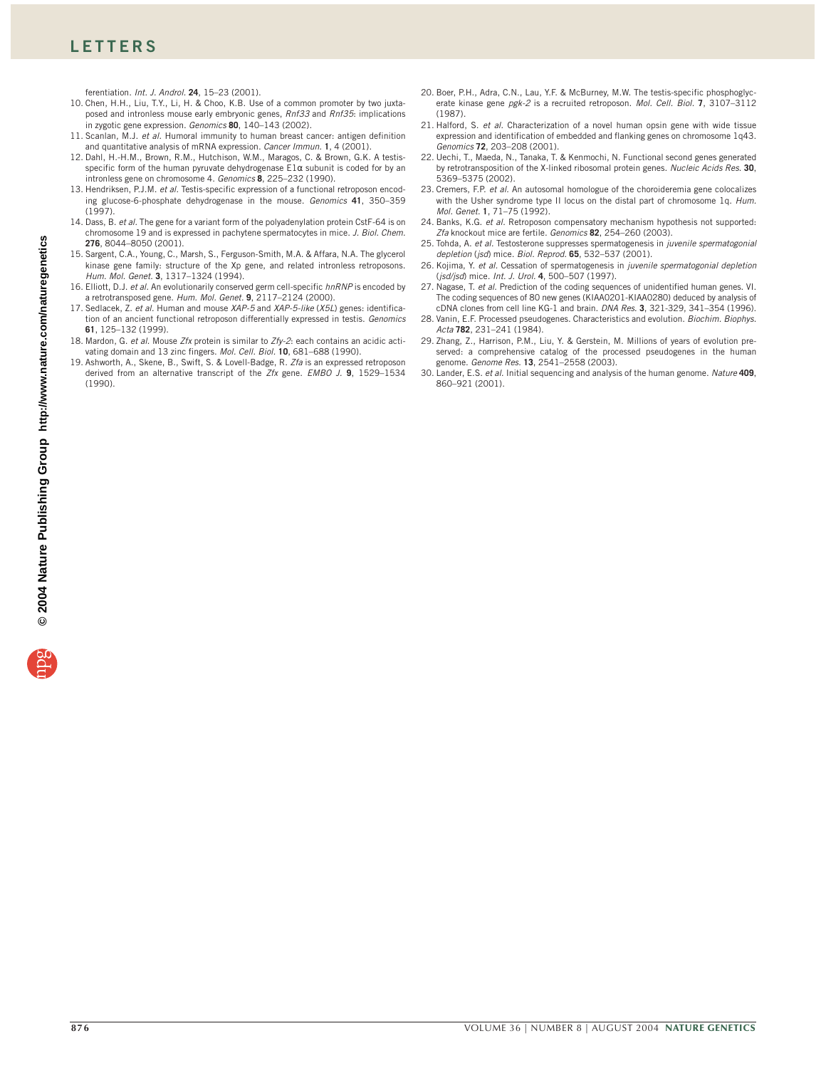ferentiation. *Int. J. Androl.* **24**, 15–23 (2001).

10. Chen, H.H., Liu, T.Y., Li, H. & Choo, K.B. Use of a common promoter by two juxtaposed and intronless mouse early embryonic genes, *Rnf33* and *Rnf35*: implications in zygotic gene expression. *Genomics* **80**, 140–143 (2002).
11. Scanlan, M.J. *et al.* Humoral immunity to human breast cancer: antigen definition and quantitative analysis of mRNA expression. *Cancer Immun.* **1**, 4 (2001).
12. Dahl, H.-H.M., Brown, R.M., Hutchison, W.M., Maragos, C. & Brown, G.K. A testis-specific form of the human pyruvate dehydrogenase E1α subunit is coded for by an intronless gene on chromosome 4. *Genomics* **8**, 225–232 (1990).
13. Hendriksen, P.J.M. *et al.* Testis-specific expression of a functional retroposon encoding glucose-6-phosphate dehydrogenase in the mouse. *Genomics* **41**, 350–359 (1997).
14. Dass, B. *et al.* The gene for a variant form of the polyadenylation protein CstF-64 is on chromosome 19 and is expressed in pachytene spermatocytes in mice. *J. Biol. Chem.* **276**, 8044–8050 (2001).
15. Sargent, C.A., Young, C., Marsh, S., Ferguson-Smith, M.A. & Affara, N.A. The glycerol kinase gene family: structure of the Xp gene, and related intronless retroposons. *Hum. Mol. Genet.* **3**, 1317–1324 (1994).
16. Elliott, D.J. *et al.* An evolutionarily conserved germ cell-specific *hnRNP* is encoded by a retrotransposed gene. *Hum. Mol. Genet.* **9**, 2117–2124 (2000).
17. Sedlacek, Z. *et al.* Human and mouse *XAP-5* and *XAP-5-like* (*X5L*) genes: identification of an ancient functional retroposon differentially expressed in testis. *Genomics* **61**, 125–132 (1999).
18. Mardon, G. *et al.* Mouse *Zfx* protein is similar to *Zfy-2*: each contains an acidic activating domain and 13 zinc fingers. *Mol. Cell. Biol.* **10**, 681–688 (1990).
19. Ashworth, A., Skene, B., Swift, S. & Lovell-Badge, R. *Zfa* is an expressed retroposon derived from an alternative transcript of the *Zfx* gene. *EMBO J.* **9**, 1529–1534 (1990).
20. Boer, P.H., Adra, C.N., Lau, Y.F. & McBurney, M.W. The testis-specific phosphoglycerate kinase gene *pgk-2* is a recruited retroposon. *Mol. Cell. Biol.* **7**, 3107–3112 (1987).
21. Halford, S. *et al.* Characterization of a novel human opsin gene with wide tissue expression and identification of embedded and flanking genes on chromosome 1q43. *Genomics* **72**, 203–208 (2001).
22. Uechi, T., Maeda, N., Tanaka, T. & Kenmochi, N. Functional second genes generated by retrotransposition of the X-linked ribosomal protein genes. *Nucleic Acids Res.* **30**, 5369–5375 (2002).
23. Cremers, F.P. *et al.* An autosomal homologue of the choroideremia gene colocalizes with the Usher syndrome type II locus on the distal part of chromosome 1q. *Hum. Mol. Genet.* **1**, 71–75 (1992).
24. Banks, K.G. *et al.* Retroposon compensatory mechanism hypothesis not supported: *Zfa* knockout mice are fertile. *Genomics* **82**, 254–260 (2003).
25. Tohda, A. *et al.* Testosterone suppresses spermatogenesis in *juvenile spermatogonial depletion* (*jsd*) mice. *Biol. Reprod.* **65**, 532–537 (2001).
26. Kojima, Y. *et al.* Cessation of spermatogenesis in *juvenile spermatogonial depletion* (*jsd/jsd*) mice. *Int. J. Urol.* **4**, 500–507 (1997).
27. Nagase, T. *et al.* Prediction of the coding sequences of unidentified human genes. VI. The coding sequences of 80 new genes (KIAA0201-KIAA0280) deduced by analysis of cDNA clones from cell line KG-1 and brain. *DNA Res.* **3**, 321-329, 341–354 (1996).
28. Vanin, E.F. Processed pseudogenes. Characteristics and evolution. *Biochim. Biophys. Acta* **782**, 231–241 (1984).
29. Zhang, Z., Harrison, P.M., Liu, Y. & Gerstein, M. Millions of years of evolution preserved: a comprehensive catalog of the processed pseudogenes in the human genome. *Genome Res.* **13**, 2541–2558 (2003).
30. Lander, E.S. *et al.* Initial sequencing and analysis of the human genome. *Nature* **409**, 860–921 (2001).